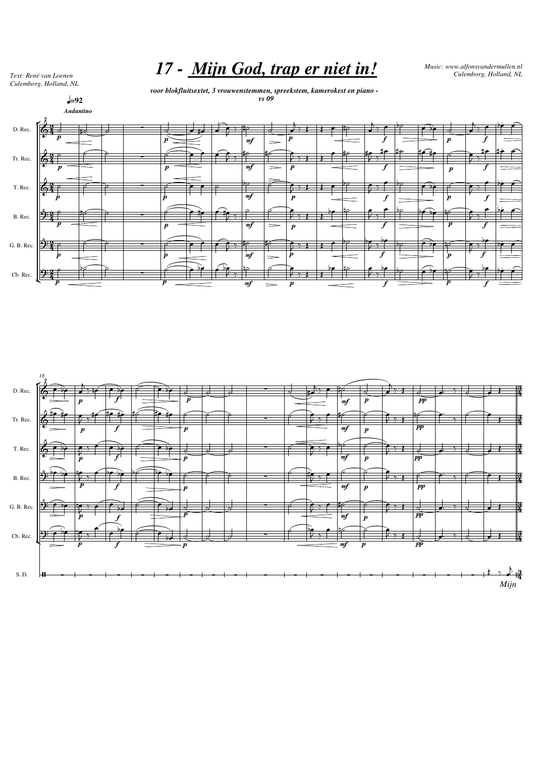# 17 - Mijn God, trap er niet in!

*Text: René van Loenen*
*Culemborg, Holland, NL*

*Music: www.alfonsvandermullen.nl*
*Culemborg, Holland, NL*

*voor blokfluitsextet, 3 vrouwenstemmen, spreekstem, kamerokest en piano - vs 09*

♩=92
*Andantino*

D. Rec.
Tr. Rec.
T. Rec.
B. Rec.
G. B. Rec.
Cb. Rec.

18

S. D.

*Mijn*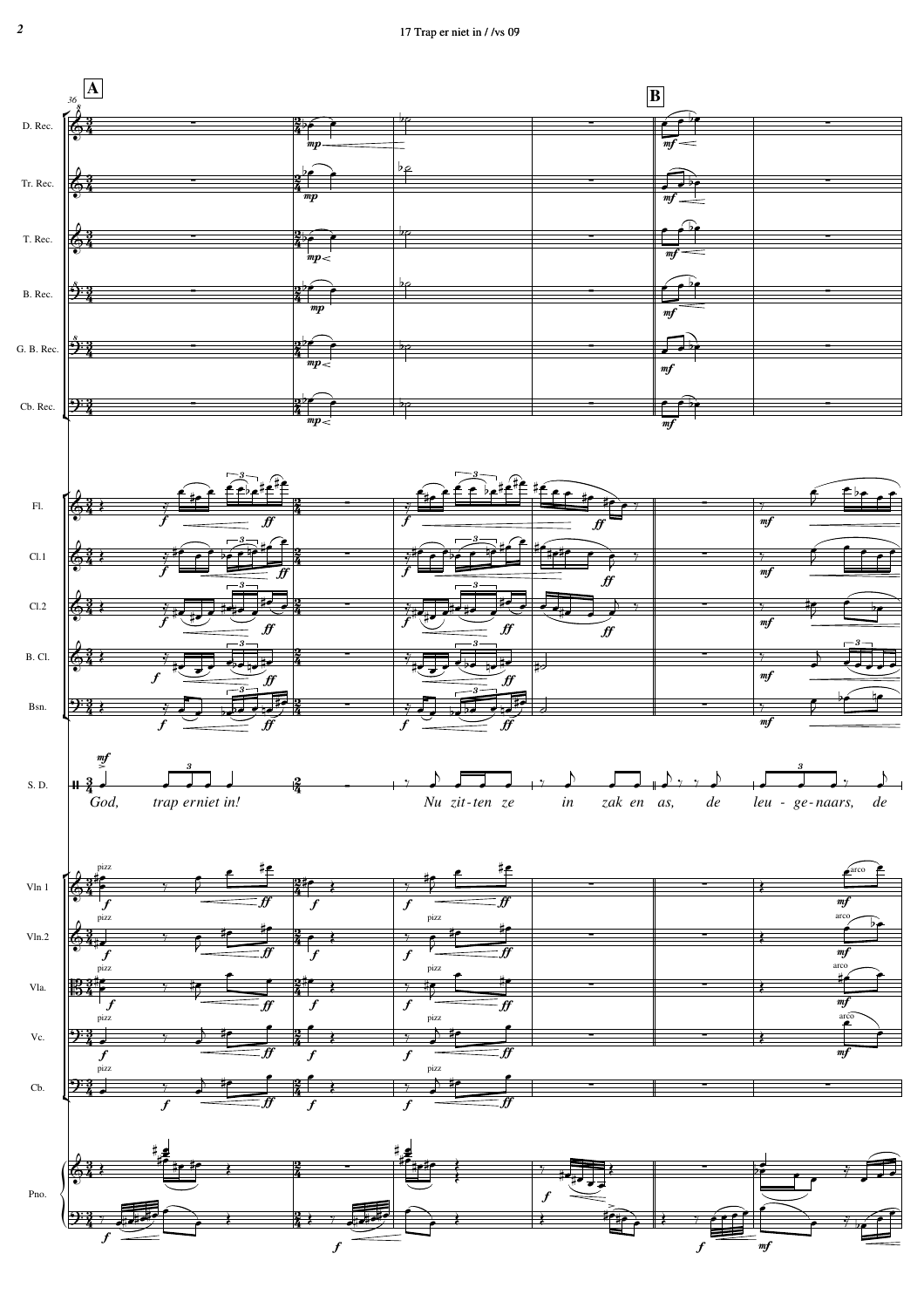God, trap erniet in! Nu zit-ten ze in zak en as, de leu-ge-naars, de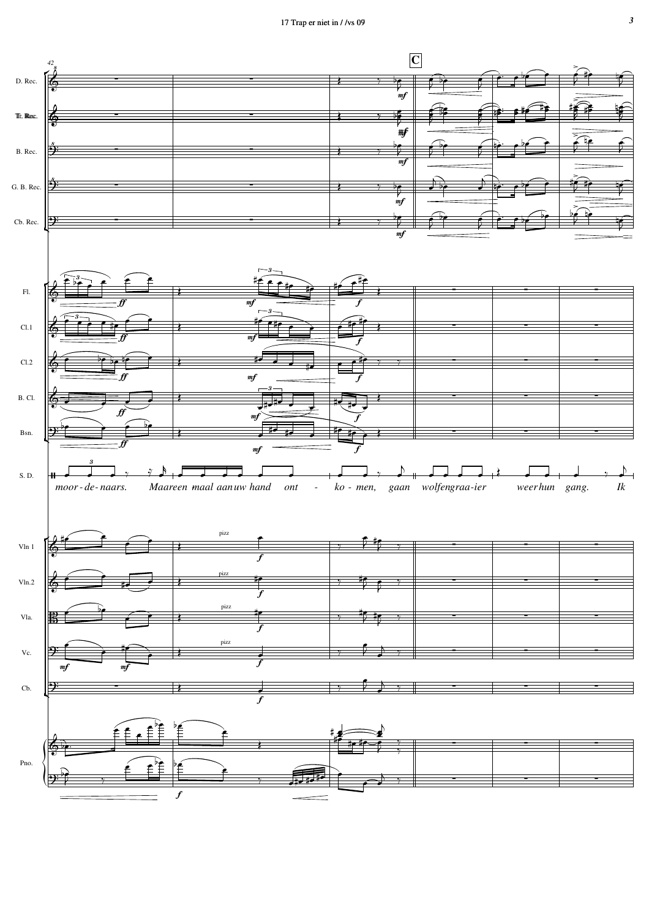**C**

D. Rec.
Tr. Rec.
B. Rec.
G. B. Rec.
Cb. Rec.

Fl.
Cl.1
Cl.2
B. Cl.
Bsn.

S. D.

*moor - de - naars. Maar een maal aan uw hand ont - ko - men, gaan wolfen graa-ier weer hun gang. Ik*

Vln 1
Vln.2
Vla.
Vc.
Cb.

Pno.

pizz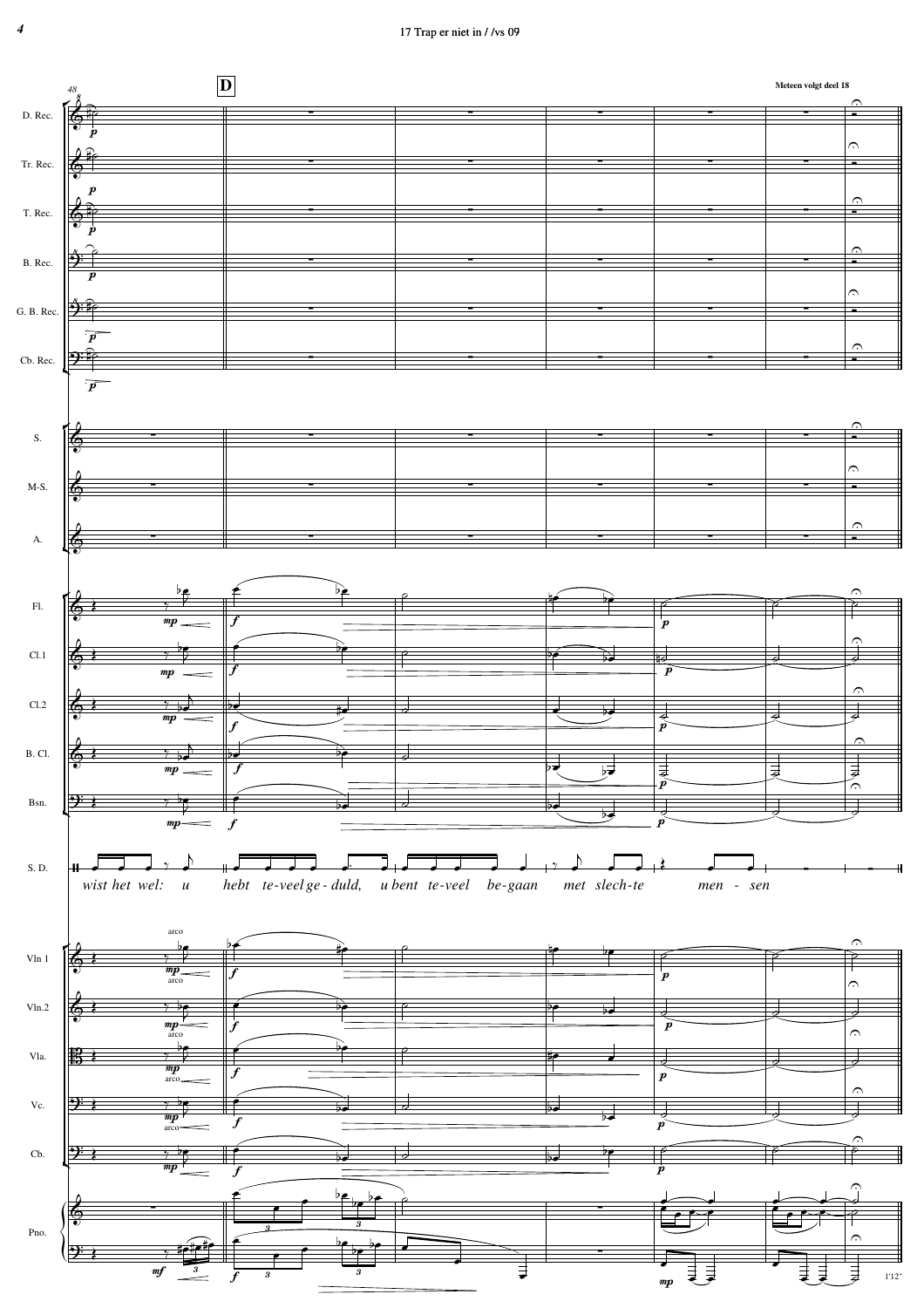Meteen volgt deel 18

wist het wel: u hebt te-veel ge-duld, u bent te-veel be-gaan met slech-te men - sen

1'12"